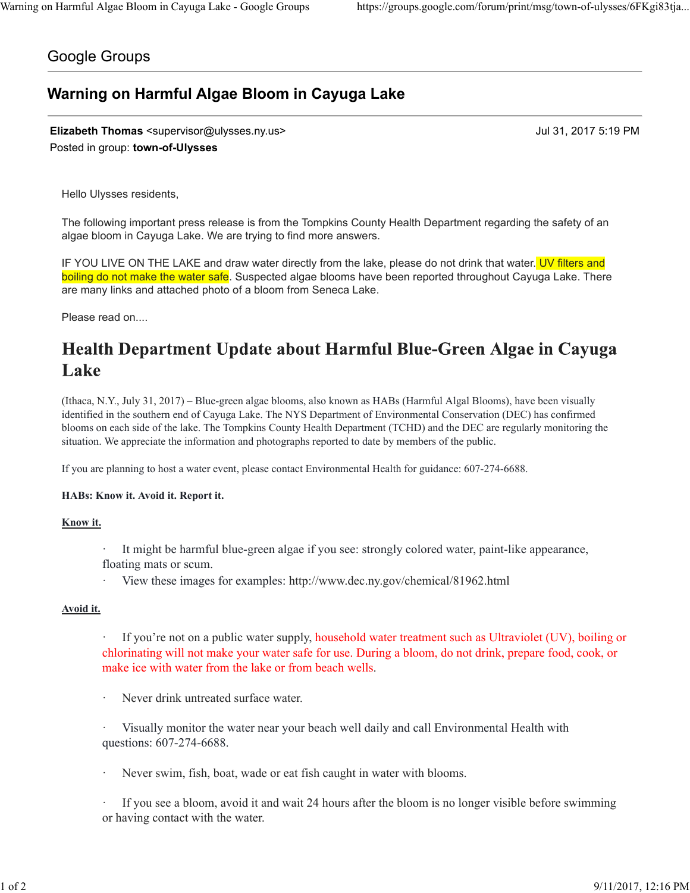Google Groups

# Warning on Harmful Algae Bloom in Cayuga Lake

**Elizabeth Thomas** <supervisor@ulysses.ny.us> Jul 31, 2017 5:19 PM
Posted in group: **town-of-Ulysses**

Hello Ulysses residents,

The following important press release is from the Tompkins County Health Department regarding the safety of an algae bloom in Cayuga Lake. We are trying to find more answers.

IF YOU LIVE ON THE LAKE and draw water directly from the lake, please do not drink that water. UV filters and boiling do not make the water safe. Suspected algae blooms have been reported throughout Cayuga Lake. There are many links and attached photo of a bloom from Seneca Lake.

Please read on....

## Health Department Update about Harmful Blue-Green Algae in Cayuga Lake

(Ithaca, N.Y., July 31, 2017) – Blue-green algae blooms, also known as HABs (Harmful Algal Blooms), have been visually identified in the southern end of Cayuga Lake. The NYS Department of Environmental Conservation (DEC) has confirmed blooms on each side of the lake. The Tompkins County Health Department (TCHD) and the DEC are regularly monitoring the situation. We appreciate the information and photographs reported to date by members of the public.

If you are planning to host a water event, please contact Environmental Health for guidance: 607-274-6688.

**HABs: Know it. Avoid it. Report it.**

**Know it.**

- It might be harmful blue-green algae if you see: strongly colored water, paint-like appearance, floating mats or scum.
- View these images for examples: http://www.dec.ny.gov/chemical/81962.html

**Avoid it.**

- If you're not on a public water supply, household water treatment such as Ultraviolet (UV), boiling or chlorinating will not make your water safe for use. During a bloom, do not drink, prepare food, cook, or make ice with water from the lake or from beach wells.

- Never drink untreated surface water.

- Visually monitor the water near your beach well daily and call Environmental Health with questions: 607-274-6688.

- Never swim, fish, boat, wade or eat fish caught in water with blooms.

- If you see a bloom, avoid it and wait 24 hours after the bloom is no longer visible before swimming or having contact with the water.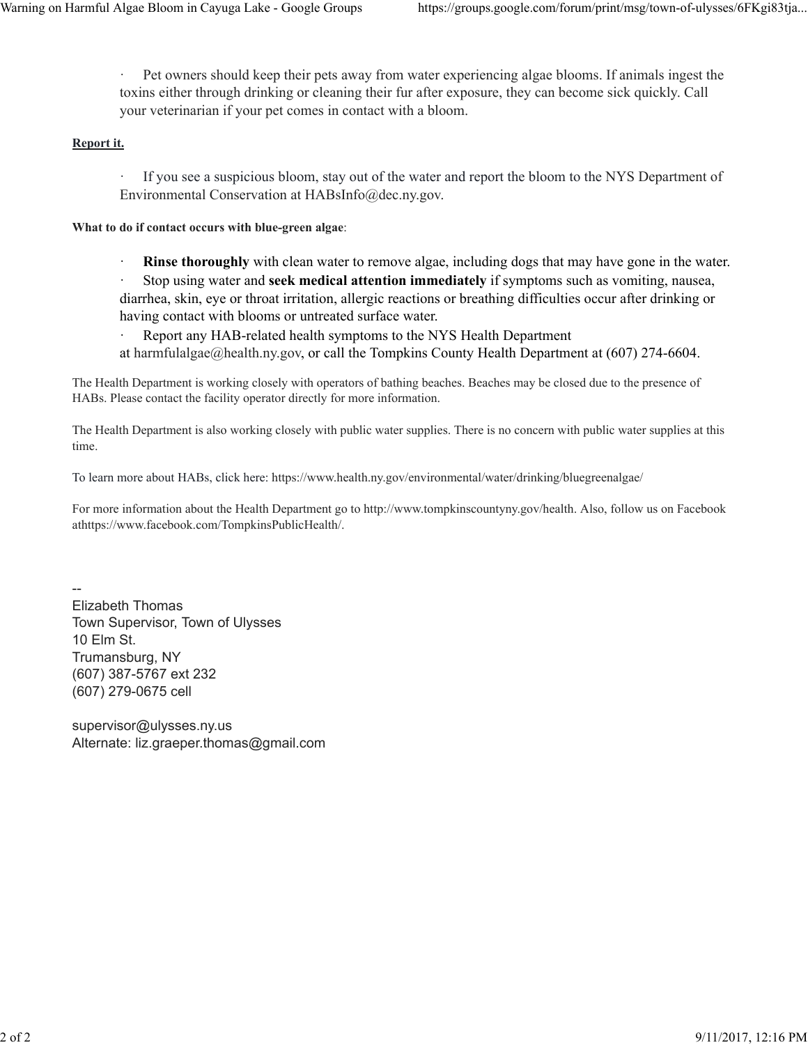- Pet owners should keep their pets away from water experiencing algae blooms. If animals ingest the toxins either through drinking or cleaning their fur after exposure, they can become sick quickly. Call your veterinarian if your pet comes in contact with a bloom.

**Report it.**

- If you see a suspicious bloom, stay out of the water and report the bloom to the NYS Department of Environmental Conservation at HABsInfo@dec.ny.gov.

**What to do if contact occurs with blue-green algae**:

- **Rinse thoroughly** with clean water to remove algae, including dogs that may have gone in the water.
- Stop using water and **seek medical attention immediately** if symptoms such as vomiting, nausea, diarrhea, skin, eye or throat irritation, allergic reactions or breathing difficulties occur after drinking or having contact with blooms or untreated surface water.
- Report any HAB-related health symptoms to the NYS Health Department at harmfulalgae@health.ny.gov, or call the Tompkins County Health Department at (607) 274-6604.

The Health Department is working closely with operators of bathing beaches. Beaches may be closed due to the presence of HABs. Please contact the facility operator directly for more information.

The Health Department is also working closely with public water supplies. There is no concern with public water supplies at this time.

To learn more about HABs, click here: https://www.health.ny.gov/environmental/water/drinking/bluegreenalgae/

For more information about the Health Department go to http://www.tompkinscountyny.gov/health. Also, follow us on Facebook athttps://www.facebook.com/TompkinsPublicHealth/.

--
Elizabeth Thomas
Town Supervisor, Town of Ulysses
10 Elm St.
Trumansburg, NY
(607) 387-5767 ext 232
(607) 279-0675 cell

supervisor@ulysses.ny.us
Alternate: liz.graeper.thomas@gmail.com